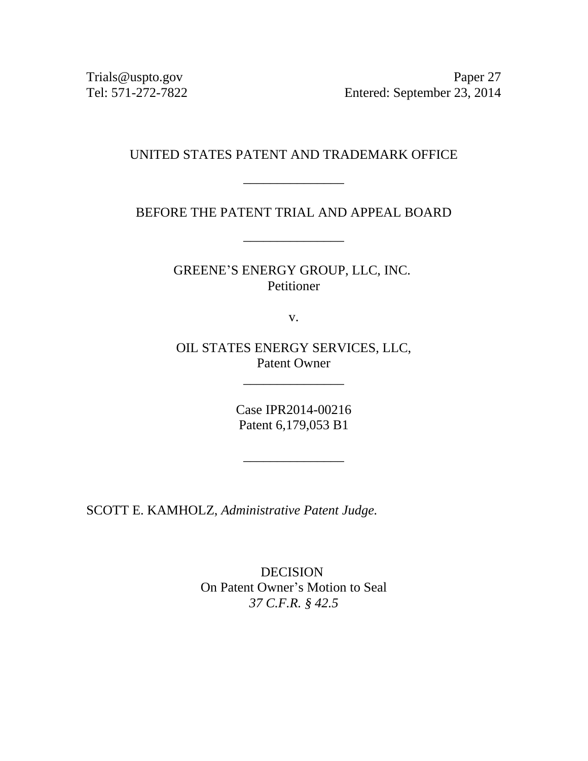Trials@uspto.gov
Tel: 571-272-7822

Paper 27
Entered: September 23, 2014

UNITED STATES PATENT AND TRADEMARK OFFICE

\_\_\_\_\_\_\_\_\_\_\_\_\_\_\_

BEFORE THE PATENT TRIAL AND APPEAL BOARD

\_\_\_\_\_\_\_\_\_\_\_\_\_\_\_

GREENE'S ENERGY GROUP, LLC, INC.
Petitioner

v.

OIL STATES ENERGY SERVICES, LLC,
Patent Owner

\_\_\_\_\_\_\_\_\_\_\_\_\_\_\_

Case IPR2014-00216
Patent 6,179,053 B1

\_\_\_\_\_\_\_\_\_\_\_\_\_\_\_

SCOTT E. KAMHOLZ, *Administrative Patent Judge.*

DECISION
On Patent Owner's Motion to Seal
*37 C.F.R. § 42.5*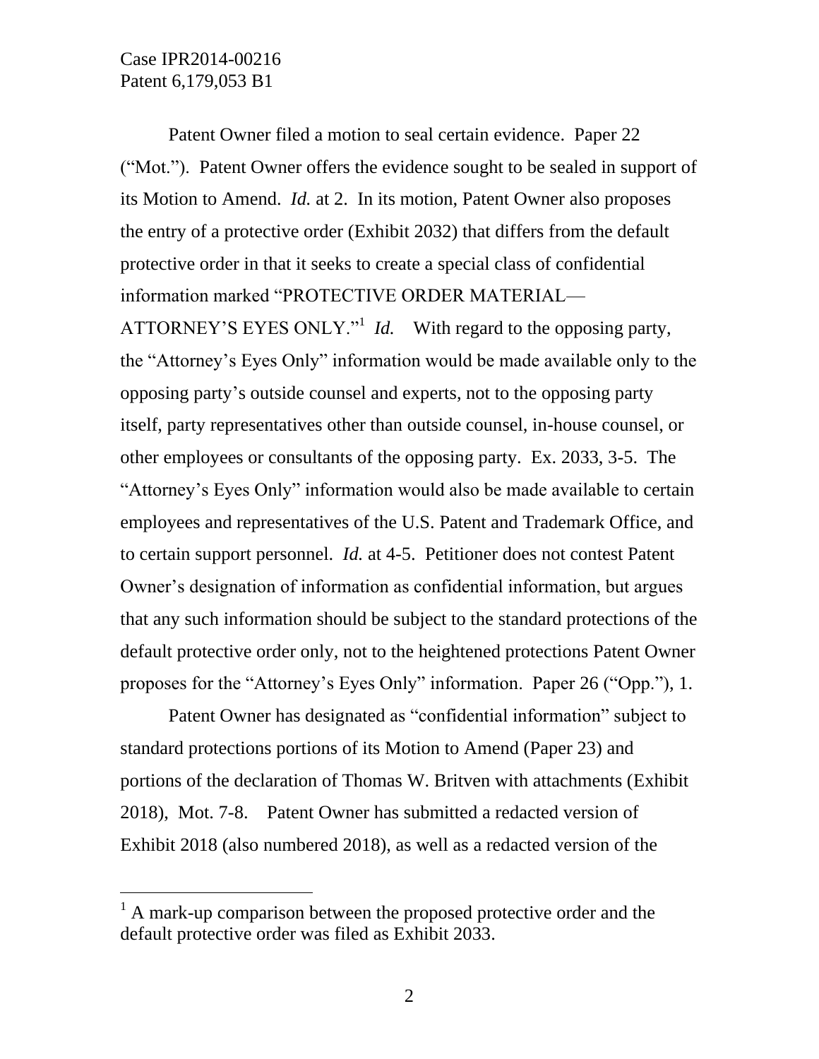Patent Owner filed a motion to seal certain evidence. Paper 22 ("Mot."). Patent Owner offers the evidence sought to be sealed in support of its Motion to Amend. *Id.* at 2. In its motion, Patent Owner also proposes the entry of a protective order (Exhibit 2032) that differs from the default protective order in that it seeks to create a special class of confidential information marked "PROTECTIVE ORDER MATERIAL—ATTORNEY'S EYES ONLY."[1] *Id.* With regard to the opposing party, the "Attorney's Eyes Only" information would be made available only to the opposing party's outside counsel and experts, not to the opposing party itself, party representatives other than outside counsel, in-house counsel, or other employees or consultants of the opposing party. Ex. 2033, 3-5. The "Attorney's Eyes Only" information would also be made available to certain employees and representatives of the U.S. Patent and Trademark Office, and to certain support personnel. *Id.* at 4-5. Petitioner does not contest Patent Owner's designation of information as confidential information, but argues that any such information should be subject to the standard protections of the default protective order only, not to the heightened protections Patent Owner proposes for the "Attorney's Eyes Only" information. Paper 26 ("Opp."), 1.

Patent Owner has designated as "confidential information" subject to standard protections portions of its Motion to Amend (Paper 23) and portions of the declaration of Thomas W. Britven with attachments (Exhibit 2018), Mot. 7-8. Patent Owner has submitted a redacted version of Exhibit 2018 (also numbered 2018), as well as a redacted version of the

[1] A mark-up comparison between the proposed protective order and the default protective order was filed as Exhibit 2033.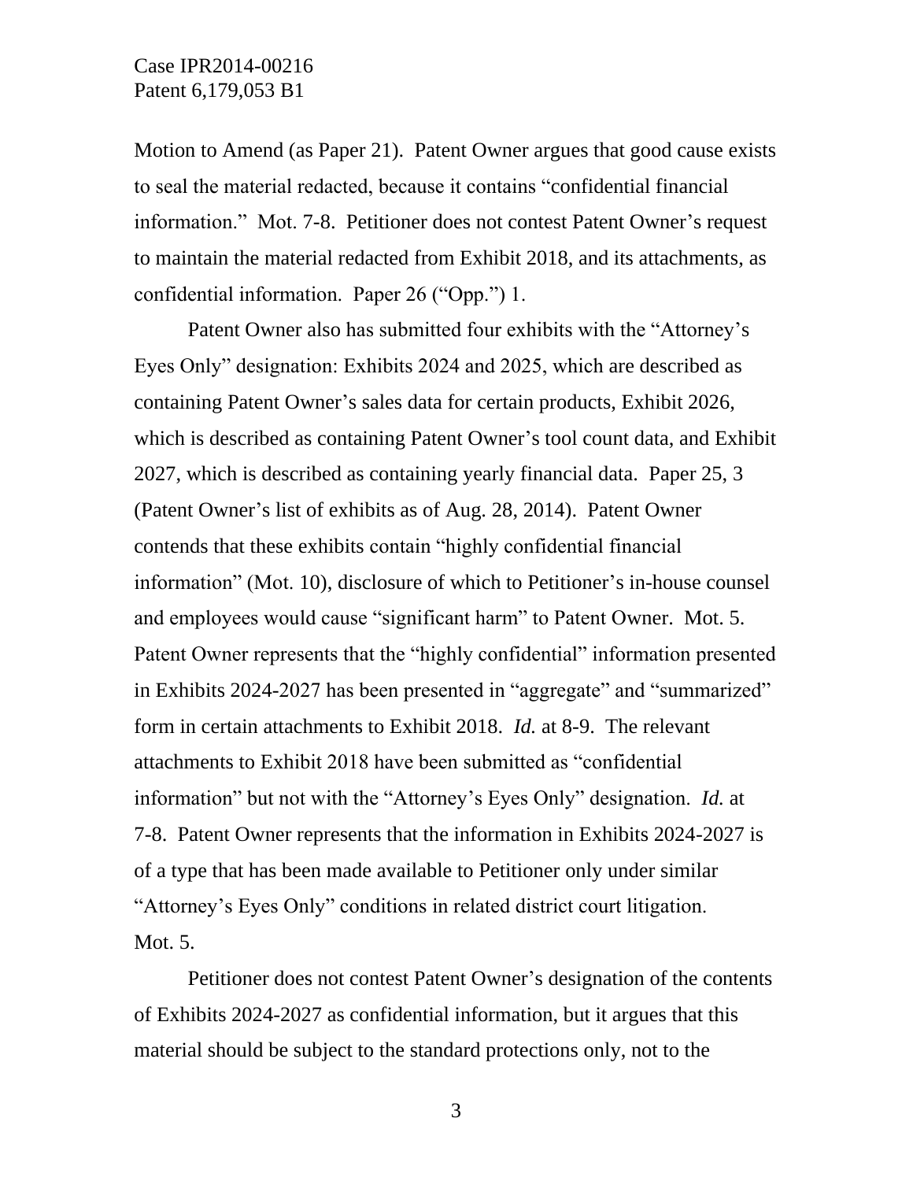Motion to Amend (as Paper 21). Patent Owner argues that good cause exists to seal the material redacted, because it contains "confidential financial information." Mot. 7-8. Petitioner does not contest Patent Owner's request to maintain the material redacted from Exhibit 2018, and its attachments, as confidential information. Paper 26 ("Opp.") 1.

Patent Owner also has submitted four exhibits with the "Attorney's Eyes Only" designation: Exhibits 2024 and 2025, which are described as containing Patent Owner's sales data for certain products, Exhibit 2026, which is described as containing Patent Owner's tool count data, and Exhibit 2027, which is described as containing yearly financial data. Paper 25, 3 (Patent Owner's list of exhibits as of Aug. 28, 2014). Patent Owner contends that these exhibits contain "highly confidential financial information" (Mot. 10), disclosure of which to Petitioner's in-house counsel and employees would cause "significant harm" to Patent Owner. Mot. 5. Patent Owner represents that the "highly confidential" information presented in Exhibits 2024-2027 has been presented in "aggregate" and "summarized" form in certain attachments to Exhibit 2018. *Id.* at 8-9. The relevant attachments to Exhibit 2018 have been submitted as "confidential information" but not with the "Attorney's Eyes Only" designation. *Id.* at 7-8. Patent Owner represents that the information in Exhibits 2024-2027 is of a type that has been made available to Petitioner only under similar "Attorney's Eyes Only" conditions in related district court litigation. Mot. 5.

Petitioner does not contest Patent Owner's designation of the contents of Exhibits 2024-2027 as confidential information, but it argues that this material should be subject to the standard protections only, not to the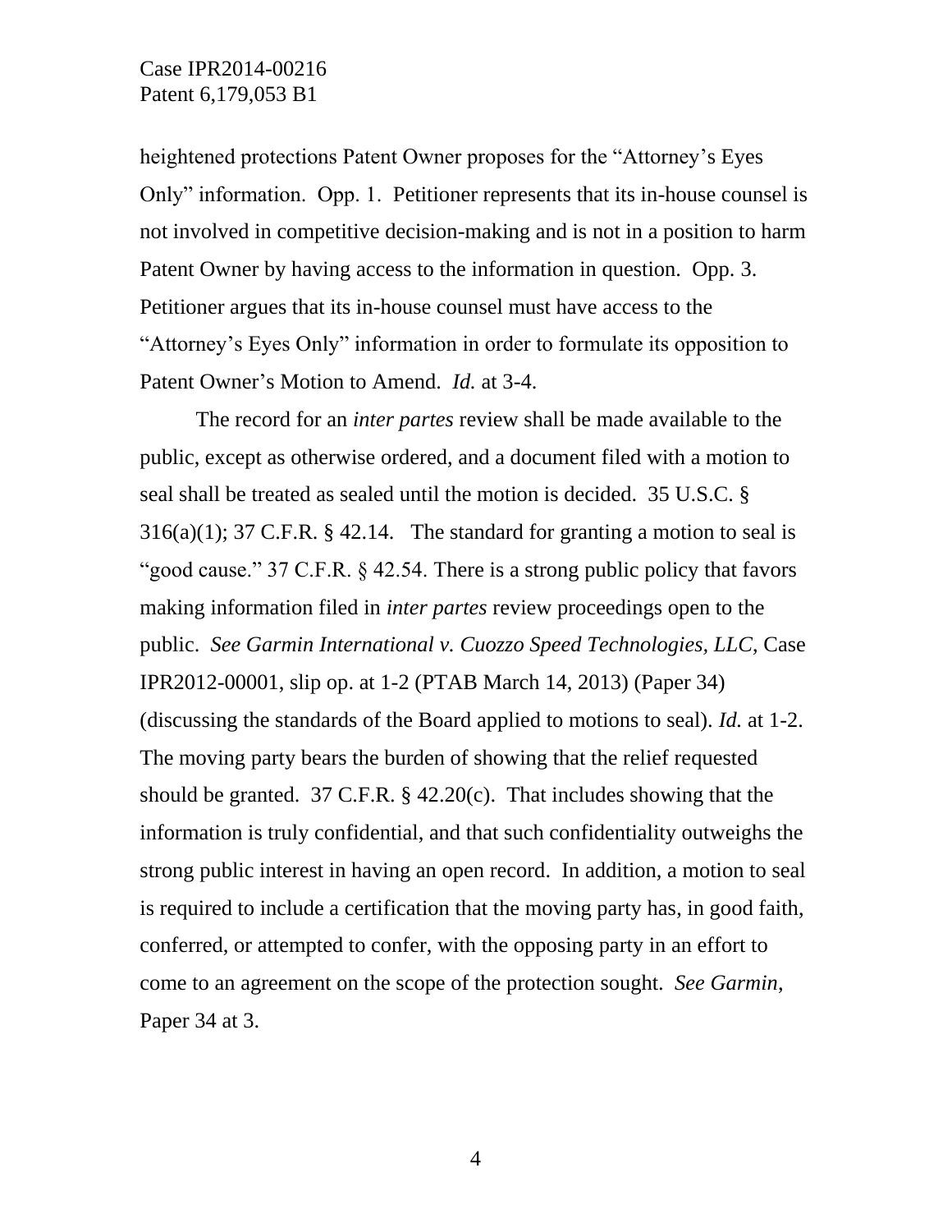heightened protections Patent Owner proposes for the "Attorney's Eyes Only" information. Opp. 1. Petitioner represents that its in-house counsel is not involved in competitive decision-making and is not in a position to harm Patent Owner by having access to the information in question. Opp. 3. Petitioner argues that its in-house counsel must have access to the "Attorney's Eyes Only" information in order to formulate its opposition to Patent Owner's Motion to Amend. *Id.* at 3-4.

The record for an *inter partes* review shall be made available to the public, except as otherwise ordered, and a document filed with a motion to seal shall be treated as sealed until the motion is decided. 35 U.S.C. § 316(a)(1); 37 C.F.R. § 42.14. The standard for granting a motion to seal is "good cause." 37 C.F.R. § 42.54. There is a strong public policy that favors making information filed in *inter partes* review proceedings open to the public. *See Garmin International v. Cuozzo Speed Technologies, LLC*, Case IPR2012-00001, slip op. at 1-2 (PTAB March 14, 2013) (Paper 34) (discussing the standards of the Board applied to motions to seal). *Id.* at 1-2. The moving party bears the burden of showing that the relief requested should be granted. 37 C.F.R. § 42.20(c). That includes showing that the information is truly confidential, and that such confidentiality outweighs the strong public interest in having an open record. In addition, a motion to seal is required to include a certification that the moving party has, in good faith, conferred, or attempted to confer, with the opposing party in an effort to come to an agreement on the scope of the protection sought. *See Garmin*, Paper 34 at 3.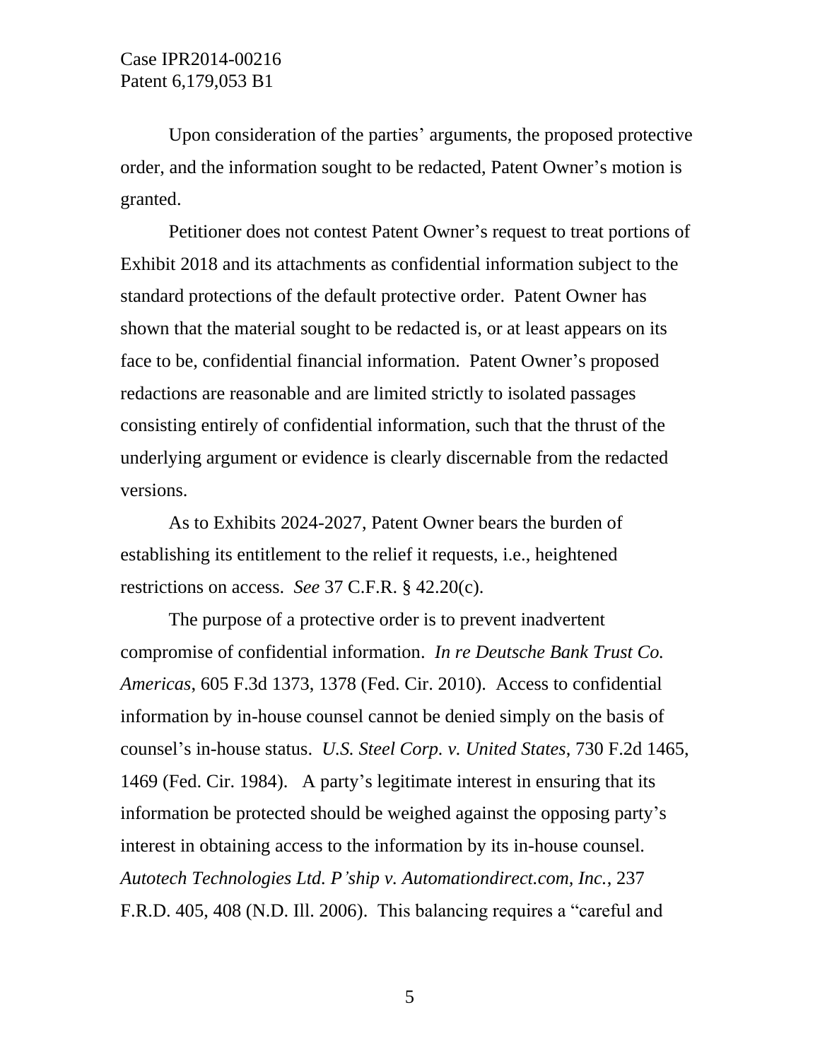Upon consideration of the parties' arguments, the proposed protective order, and the information sought to be redacted, Patent Owner's motion is granted.

Petitioner does not contest Patent Owner's request to treat portions of Exhibit 2018 and its attachments as confidential information subject to the standard protections of the default protective order. Patent Owner has shown that the material sought to be redacted is, or at least appears on its face to be, confidential financial information. Patent Owner's proposed redactions are reasonable and are limited strictly to isolated passages consisting entirely of confidential information, such that the thrust of the underlying argument or evidence is clearly discernable from the redacted versions.

As to Exhibits 2024-2027, Patent Owner bears the burden of establishing its entitlement to the relief it requests, i.e., heightened restrictions on access. *See* 37 C.F.R. § 42.20(c).

The purpose of a protective order is to prevent inadvertent compromise of confidential information. *In re Deutsche Bank Trust Co. Americas*, 605 F.3d 1373, 1378 (Fed. Cir. 2010). Access to confidential information by in-house counsel cannot be denied simply on the basis of counsel's in-house status. *U.S. Steel Corp. v. United States*, 730 F.2d 1465, 1469 (Fed. Cir. 1984). A party's legitimate interest in ensuring that its information be protected should be weighed against the opposing party's interest in obtaining access to the information by its in-house counsel. *Autotech Technologies Ltd. P'ship v. Automationdirect.com, Inc.*, 237 F.R.D. 405, 408 (N.D. Ill. 2006). This balancing requires a "careful and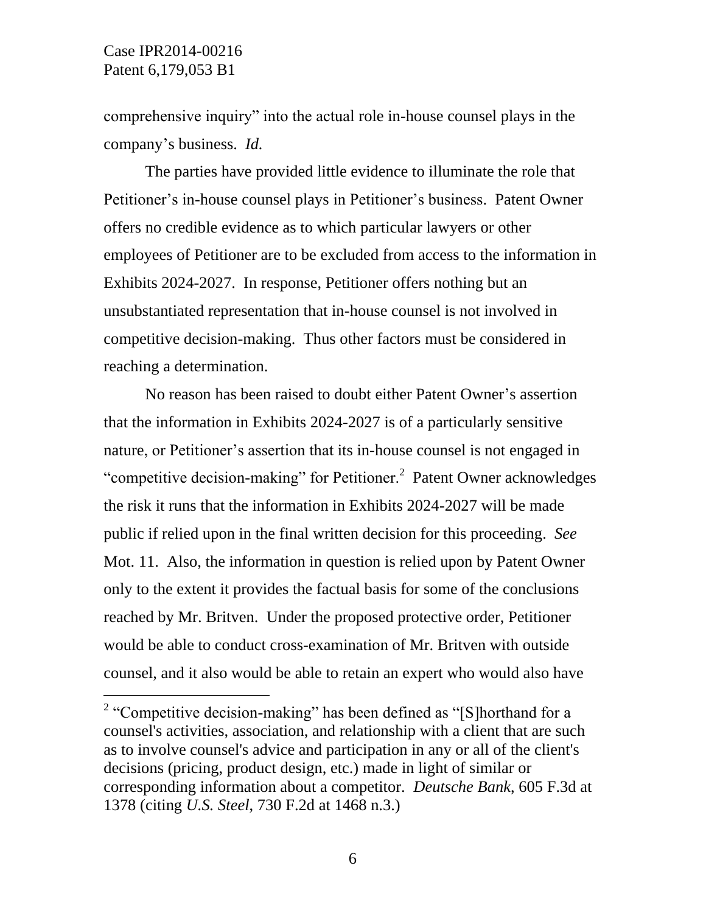comprehensive inquiry" into the actual role in-house counsel plays in the company's business. *Id.*

The parties have provided little evidence to illuminate the role that Petitioner's in-house counsel plays in Petitioner's business. Patent Owner offers no credible evidence as to which particular lawyers or other employees of Petitioner are to be excluded from access to the information in Exhibits 2024-2027. In response, Petitioner offers nothing but an unsubstantiated representation that in-house counsel is not involved in competitive decision-making. Thus other factors must be considered in reaching a determination.

No reason has been raised to doubt either Patent Owner's assertion that the information in Exhibits 2024-2027 is of a particularly sensitive nature, or Petitioner's assertion that its in-house counsel is not engaged in "competitive decision-making" for Petitioner.[2] Patent Owner acknowledges the risk it runs that the information in Exhibits 2024-2027 will be made public if relied upon in the final written decision for this proceeding. *See* Mot. 11. Also, the information in question is relied upon by Patent Owner only to the extent it provides the factual basis for some of the conclusions reached by Mr. Britven. Under the proposed protective order, Petitioner would be able to conduct cross-examination of Mr. Britven with outside counsel, and it also would be able to retain an expert who would also have

---

[2] "Competitive decision-making" has been defined as "[S]horthand for a counsel's activities, association, and relationship with a client that are such as to involve counsel's advice and participation in any or all of the client's decisions (pricing, product design, etc.) made in light of similar or corresponding information about a competitor. *Deutsche Bank*, 605 F.3d at 1378 (citing *U.S. Steel*, 730 F.2d at 1468 n.3.)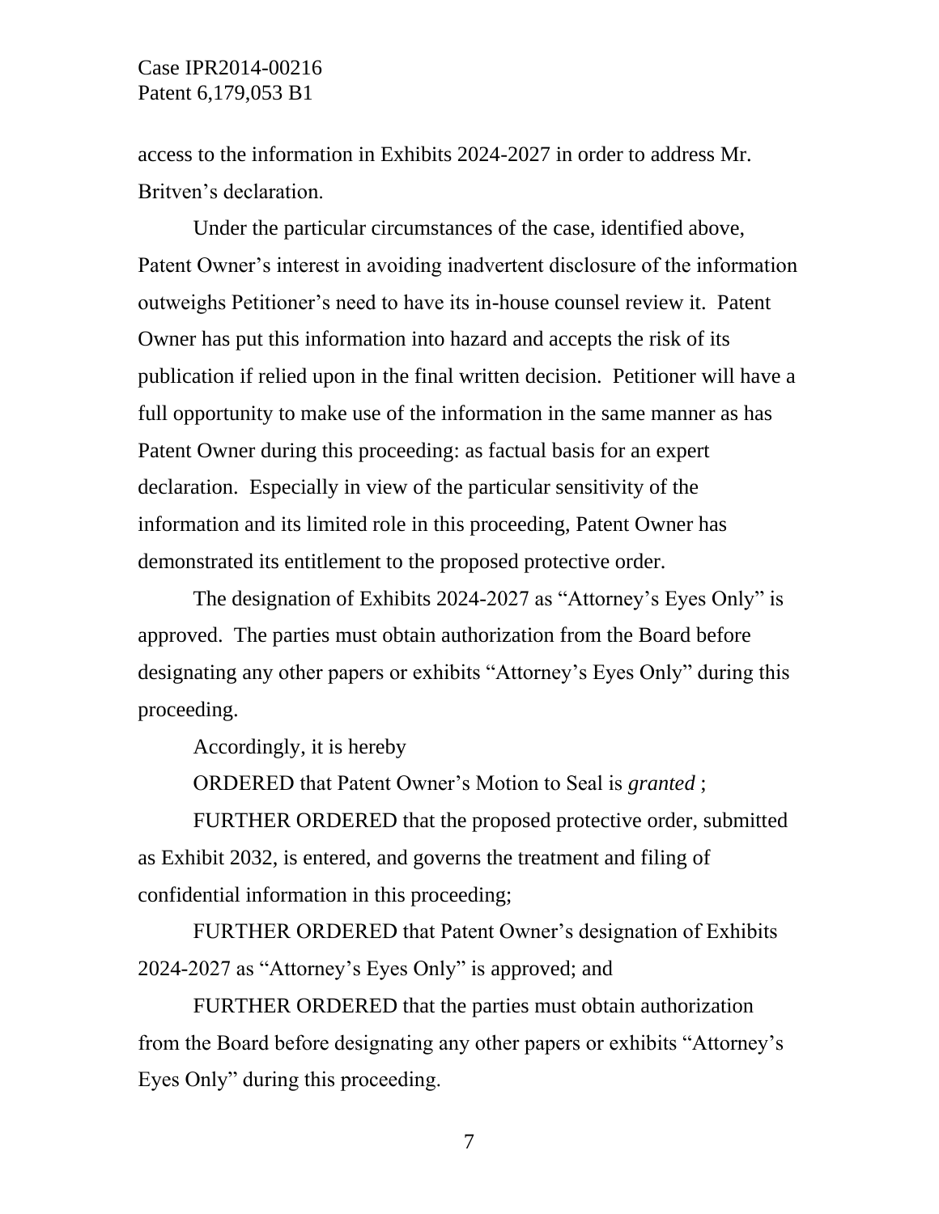access to the information in Exhibits 2024-2027 in order to address Mr. Britven's declaration.

Under the particular circumstances of the case, identified above, Patent Owner's interest in avoiding inadvertent disclosure of the information outweighs Petitioner's need to have its in-house counsel review it. Patent Owner has put this information into hazard and accepts the risk of its publication if relied upon in the final written decision. Petitioner will have a full opportunity to make use of the information in the same manner as has Patent Owner during this proceeding: as factual basis for an expert declaration. Especially in view of the particular sensitivity of the information and its limited role in this proceeding, Patent Owner has demonstrated its entitlement to the proposed protective order.

The designation of Exhibits 2024-2027 as "Attorney's Eyes Only" is approved. The parties must obtain authorization from the Board before designating any other papers or exhibits "Attorney's Eyes Only" during this proceeding.

Accordingly, it is hereby

ORDERED that Patent Owner's Motion to Seal is *granted* ;

FURTHER ORDERED that the proposed protective order, submitted as Exhibit 2032, is entered, and governs the treatment and filing of confidential information in this proceeding;

FURTHER ORDERED that Patent Owner's designation of Exhibits 2024-2027 as "Attorney's Eyes Only" is approved; and

FURTHER ORDERED that the parties must obtain authorization from the Board before designating any other papers or exhibits "Attorney's Eyes Only" during this proceeding.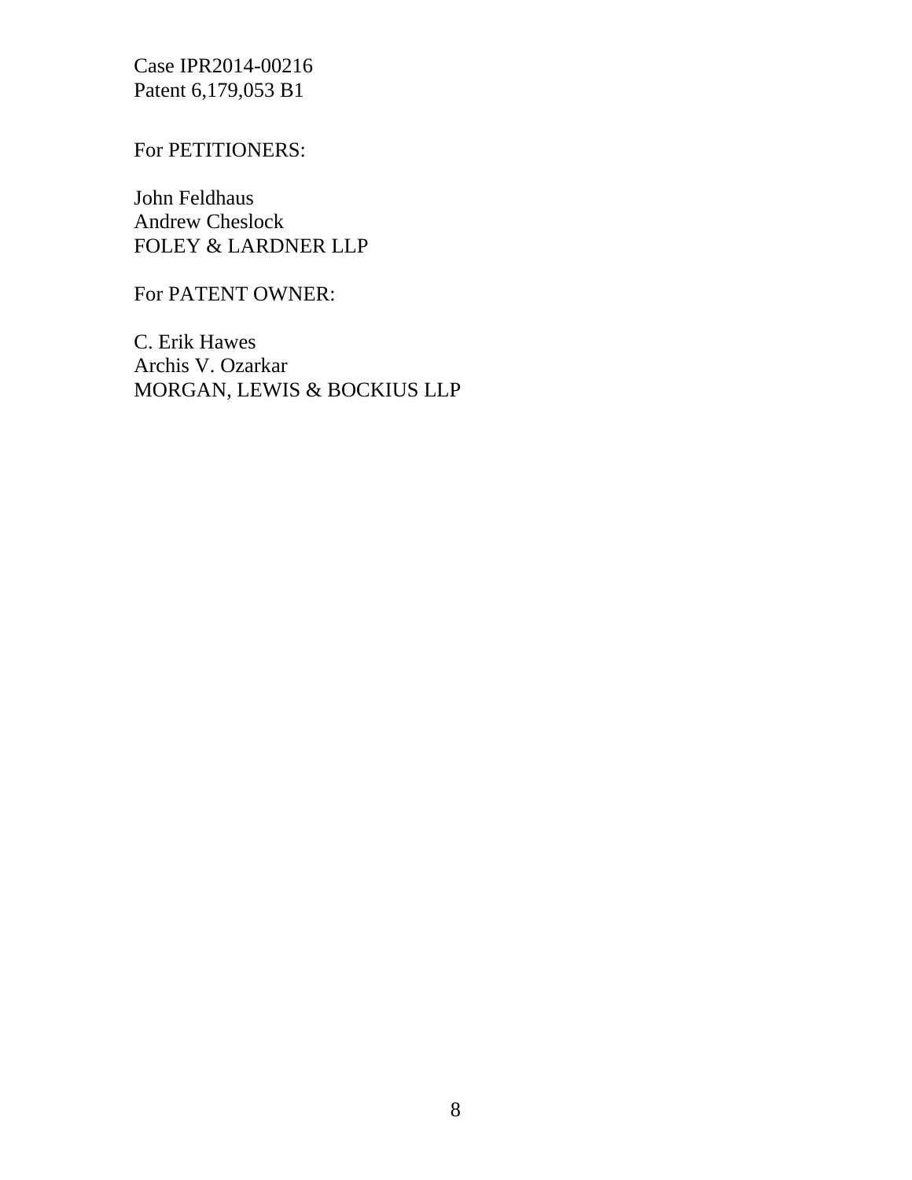For PETITIONERS:

John Feldhaus
Andrew Cheslock
FOLEY & LARDNER LLP

For PATENT OWNER:

C. Erik Hawes
Archis V. Ozarkar
MORGAN, LEWIS & BOCKIUS LLP